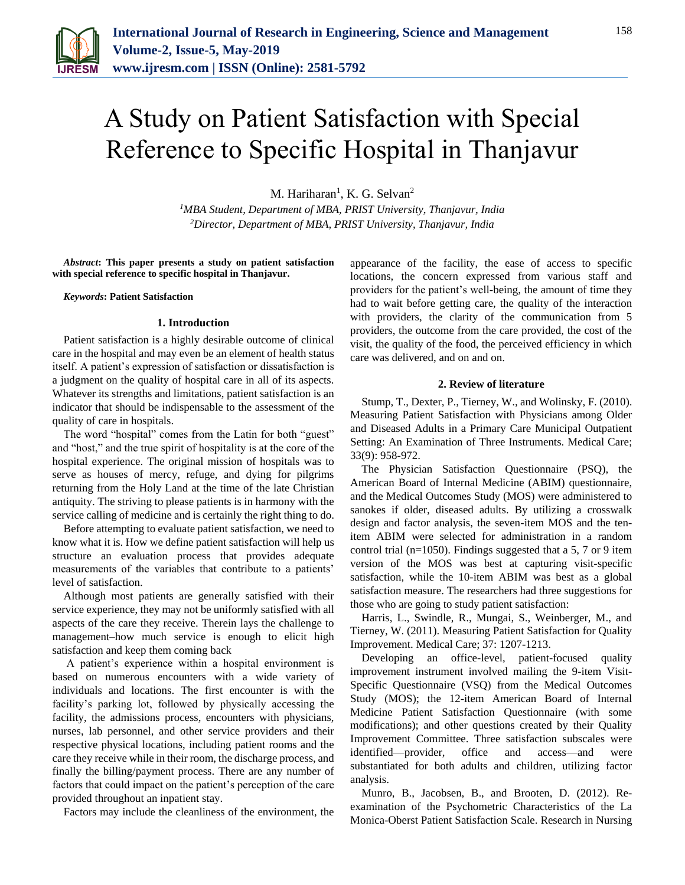# A Study on Patient Satisfaction with Special Reference to Specific Hospital in Thanjavur

M. Hariharan[1], K. G. Selvan[2]

[1]*MBA Student, Department of MBA, PRIST University, Thanjavur, India*
[2]*Director, Department of MBA, PRIST University, Thanjavur, India*

***Abstract*: This paper presents a study on patient satisfaction with special reference to specific hospital in Thanjavur.**

***Keywords*: Patient Satisfaction**

## 1. Introduction

Patient satisfaction is a highly desirable outcome of clinical care in the hospital and may even be an element of health status itself. A patient's expression of satisfaction or dissatisfaction is a judgment on the quality of hospital care in all of its aspects. Whatever its strengths and limitations, patient satisfaction is an indicator that should be indispensable to the assessment of the quality of care in hospitals.

The word "hospital" comes from the Latin for both "guest" and "host," and the true spirit of hospitality is at the core of the hospital experience. The original mission of hospitals was to serve as houses of mercy, refuge, and dying for pilgrims returning from the Holy Land at the time of the late Christian antiquity. The striving to please patients is in harmony with the service calling of medicine and is certainly the right thing to do.

Before attempting to evaluate patient satisfaction, we need to know what it is. How we define patient satisfaction will help us structure an evaluation process that provides adequate measurements of the variables that contribute to a patients' level of satisfaction.

Although most patients are generally satisfied with their service experience, they may not be uniformly satisfied with all aspects of the care they receive. Therein lays the challenge to management–how much service is enough to elicit high satisfaction and keep them coming back

A patient's experience within a hospital environment is based on numerous encounters with a wide variety of individuals and locations. The first encounter is with the facility's parking lot, followed by physically accessing the facility, the admissions process, encounters with physicians, nurses, lab personnel, and other service providers and their respective physical locations, including patient rooms and the care they receive while in their room, the discharge process, and finally the billing/payment process. There are any number of factors that could impact on the patient's perception of the care provided throughout an inpatient stay.

Factors may include the cleanliness of the environment, the appearance of the facility, the ease of access to specific locations, the concern expressed from various staff and providers for the patient's well-being, the amount of time they had to wait before getting care, the quality of the interaction with providers, the clarity of the communication from 5 providers, the outcome from the care provided, the cost of the visit, the quality of the food, the perceived efficiency in which care was delivered, and on and on.

## 2. Review of literature

Stump, T., Dexter, P., Tierney, W., and Wolinsky, F. (2010). Measuring Patient Satisfaction with Physicians among Older and Diseased Adults in a Primary Care Municipal Outpatient Setting: An Examination of Three Instruments. Medical Care; 33(9): 958-972.

The Physician Satisfaction Questionnaire (PSQ), the American Board of Internal Medicine (ABIM) questionnaire, and the Medical Outcomes Study (MOS) were administered to sanokes if older, diseased adults. By utilizing a crosswalk design and factor analysis, the seven-item MOS and the ten-item ABIM were selected for administration in a random control trial (n=1050). Findings suggested that a 5, 7 or 9 item version of the MOS was best at capturing visit-specific satisfaction, while the 10-item ABIM was best as a global satisfaction measure. The researchers had three suggestions for those who are going to study patient satisfaction:

Harris, L., Swindle, R., Mungai, S., Weinberger, M., and Tierney, W. (2011). Measuring Patient Satisfaction for Quality Improvement. Medical Care; 37: 1207-1213.

Developing an office-level, patient-focused quality improvement instrument involved mailing the 9-item Visit-Specific Questionnaire (VSQ) from the Medical Outcomes Study (MOS); the 12-item American Board of Internal Medicine Patient Satisfaction Questionnaire (with some modifications); and other questions created by their Quality Improvement Committee. Three satisfaction subscales were identified—provider, office and access—and were substantiated for both adults and children, utilizing factor analysis.

Munro, B., Jacobsen, B., and Brooten, D. (2012). Re-examination of the Psychometric Characteristics of the La Monica-Oberst Patient Satisfaction Scale. Research in Nursing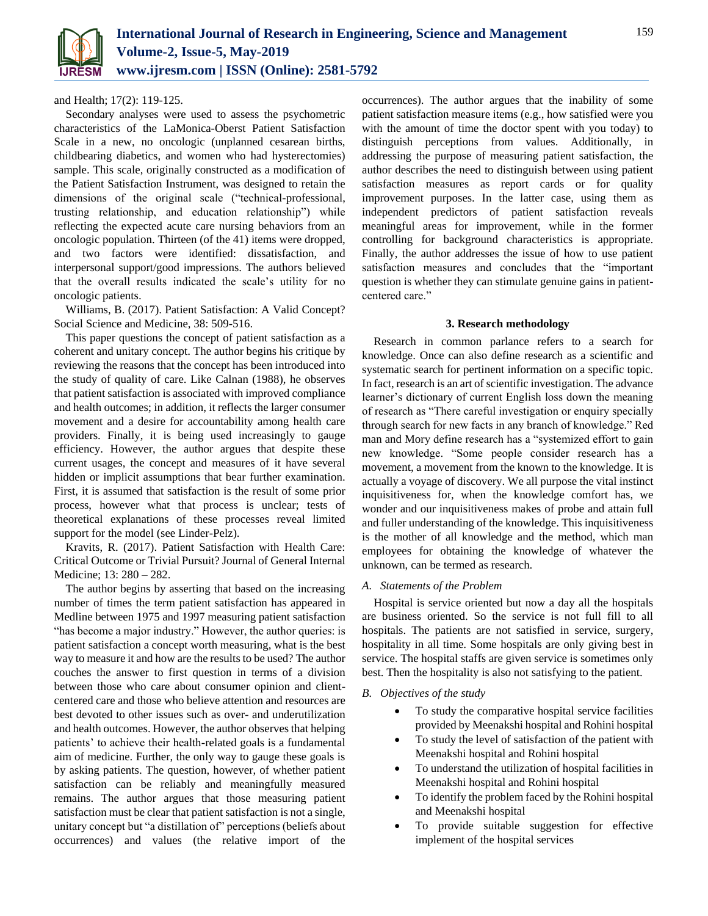and Health; 17(2): 119-125.

Secondary analyses were used to assess the psychometric characteristics of the LaMonica-Oberst Patient Satisfaction Scale in a new, no oncologic (unplanned cesarean births, childbearing diabetics, and women who had hysterectomies) sample. This scale, originally constructed as a modification of the Patient Satisfaction Instrument, was designed to retain the dimensions of the original scale ("technical-professional, trusting relationship, and education relationship") while reflecting the expected acute care nursing behaviors from an oncologic population. Thirteen (of the 41) items were dropped, and two factors were identified: dissatisfaction, and interpersonal support/good impressions. The authors believed that the overall results indicated the scale's utility for no oncologic patients.

Williams, B. (2017). Patient Satisfaction: A Valid Concept? Social Science and Medicine, 38: 509-516.

This paper questions the concept of patient satisfaction as a coherent and unitary concept. The author begins his critique by reviewing the reasons that the concept has been introduced into the study of quality of care. Like Calnan (1988), he observes that patient satisfaction is associated with improved compliance and health outcomes; in addition, it reflects the larger consumer movement and a desire for accountability among health care providers. Finally, it is being used increasingly to gauge efficiency. However, the author argues that despite these current usages, the concept and measures of it have several hidden or implicit assumptions that bear further examination. First, it is assumed that satisfaction is the result of some prior process, however what that process is unclear; tests of theoretical explanations of these processes reveal limited support for the model (see Linder-Pelz).

Kravits, R. (2017). Patient Satisfaction with Health Care: Critical Outcome or Trivial Pursuit? Journal of General Internal Medicine; 13: 280 – 282.

The author begins by asserting that based on the increasing number of times the term patient satisfaction has appeared in Medline between 1975 and 1997 measuring patient satisfaction "has become a major industry." However, the author queries: is patient satisfaction a concept worth measuring, what is the best way to measure it and how are the results to be used? The author couches the answer to first question in terms of a division between those who care about consumer opinion and client-centered care and those who believe attention and resources are best devoted to other issues such as over- and underutilization and health outcomes. However, the author observes that helping patients' to achieve their health-related goals is a fundamental aim of medicine. Further, the only way to gauge these goals is by asking patients. The question, however, of whether patient satisfaction can be reliably and meaningfully measured remains. The author argues that those measuring patient satisfaction must be clear that patient satisfaction is not a single, unitary concept but "a distillation of" perceptions (beliefs about occurrences) and values (the relative import of the occurrences). The author argues that the inability of some patient satisfaction measure items (e.g., how satisfied were you with the amount of time the doctor spent with you today) to distinguish perceptions from values. Additionally, in addressing the purpose of measuring patient satisfaction, the author describes the need to distinguish between using patient satisfaction measures as report cards or for quality improvement purposes. In the latter case, using them as independent predictors of patient satisfaction reveals meaningful areas for improvement, while in the former controlling for background characteristics is appropriate. Finally, the author addresses the issue of how to use patient satisfaction measures and concludes that the "important question is whether they can stimulate genuine gains in patient-centered care."

## 3. Research methodology

Research in common parlance refers to a search for knowledge. Once can also define research as a scientific and systematic search for pertinent information on a specific topic. In fact, research is an art of scientific investigation. The advance learner's dictionary of current English loss down the meaning of research as "There careful investigation or enquiry specially through search for new facts in any branch of knowledge." Red man and Mory define research has a "systemized effort to gain new knowledge. "Some people consider research has a movement, a movement from the known to the knowledge. It is actually a voyage of discovery. We all purpose the vital instinct inquisitiveness for, when the knowledge comfort has, we wonder and our inquisitiveness makes of probe and attain full and fuller understanding of the knowledge. This inquisitiveness is the mother of all knowledge and the method, which man employees for obtaining the knowledge of whatever the unknown, can be termed as research.

### *A. Statements of the Problem*

Hospital is service oriented but now a day all the hospitals are business oriented. So the service is not full fill to all hospitals. The patients are not satisfied in service, surgery, hospitality in all time. Some hospitals are only giving best in service. The hospital staffs are given service is sometimes only best. Then the hospitality is also not satisfying to the patient.

### *B. Objectives of the study*

- To study the comparative hospital service facilities provided by Meenakshi hospital and Rohini hospital
- To study the level of satisfaction of the patient with Meenakshi hospital and Rohini hospital
- To understand the utilization of hospital facilities in Meenakshi hospital and Rohini hospital
- To identify the problem faced by the Rohini hospital and Meenakshi hospital
- To provide suitable suggestion for effective implement of the hospital services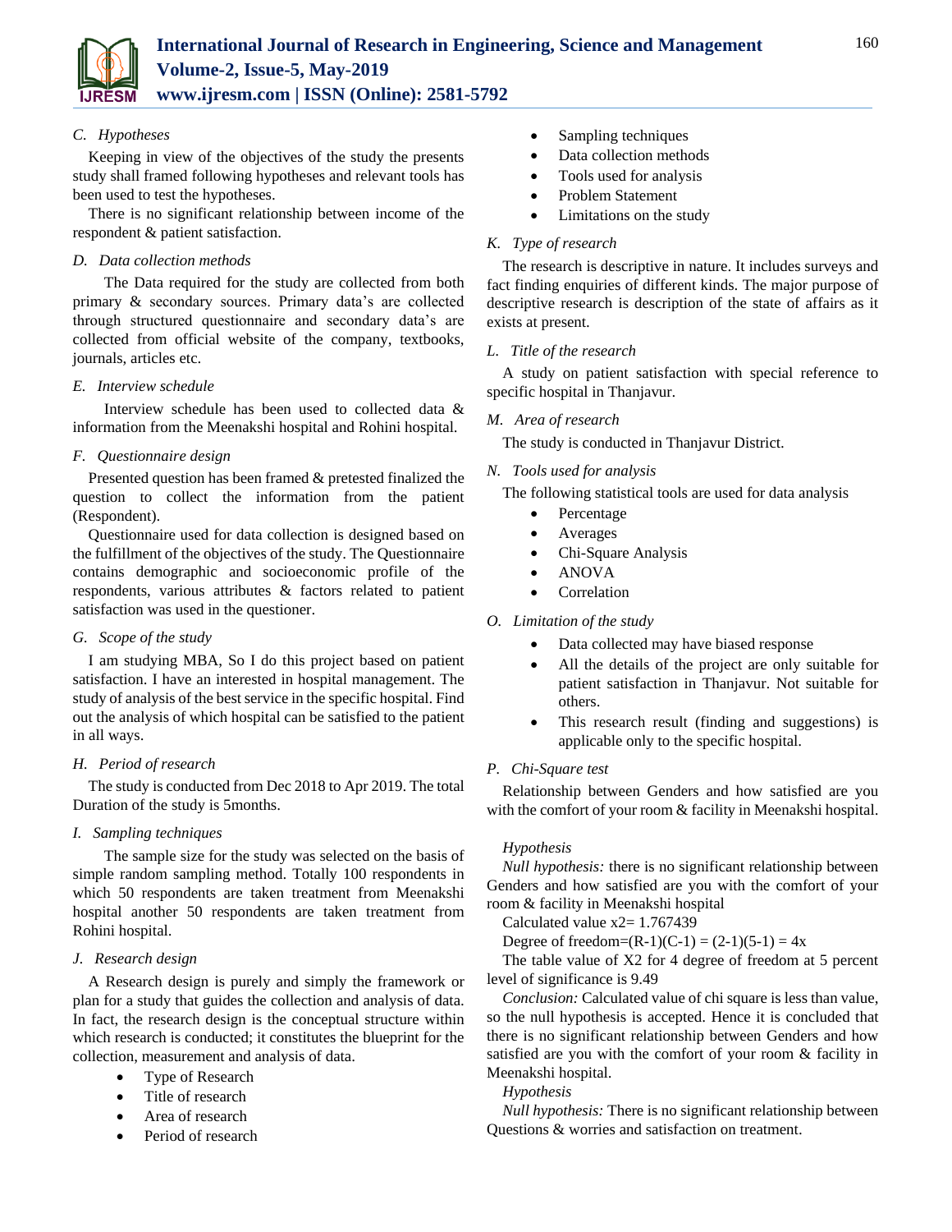### C. Hypotheses

Keeping in view of the objectives of the study the presents study shall framed following hypotheses and relevant tools has been used to test the hypotheses.

There is no significant relationship between income of the respondent & patient satisfaction.

### D. Data collection methods

The Data required for the study are collected from both primary & secondary sources. Primary data's are collected through structured questionnaire and secondary data's are collected from official website of the company, textbooks, journals, articles etc.

### E. Interview schedule

Interview schedule has been used to collected data & information from the Meenakshi hospital and Rohini hospital.

### F. Questionnaire design

Presented question has been framed & pretested finalized the question to collect the information from the patient (Respondent).

Questionnaire used for data collection is designed based on the fulfillment of the objectives of the study. The Questionnaire contains demographic and socioeconomic profile of the respondents, various attributes & factors related to patient satisfaction was used in the questioner.

### G. Scope of the study

I am studying MBA, So I do this project based on patient satisfaction. I have an interested in hospital management. The study of analysis of the best service in the specific hospital. Find out the analysis of which hospital can be satisfied to the patient in all ways.

### H. Period of research

The study is conducted from Dec 2018 to Apr 2019. The total Duration of the study is 5months.

### I. Sampling techniques

The sample size for the study was selected on the basis of simple random sampling method. Totally 100 respondents in which 50 respondents are taken treatment from Meenakshi hospital another 50 respondents are taken treatment from Rohini hospital.

### J. Research design

A Research design is purely and simply the framework or plan for a study that guides the collection and analysis of data. In fact, the research design is the conceptual structure within which research is conducted; it constitutes the blueprint for the collection, measurement and analysis of data.

- Type of Research
- Title of research
- Area of research
- Period of research
- Sampling techniques
- Data collection methods
- Tools used for analysis
- Problem Statement
- Limitations on the study

### K. Type of research

The research is descriptive in nature. It includes surveys and fact finding enquiries of different kinds. The major purpose of descriptive research is description of the state of affairs as it exists at present.

### L. Title of the research

A study on patient satisfaction with special reference to specific hospital in Thanjavur.

### M. Area of research

The study is conducted in Thanjavur District.

### N. Tools used for analysis

The following statistical tools are used for data analysis

- Percentage
- Averages
- Chi-Square Analysis
- ANOVA
- Correlation

### O. Limitation of the study

- Data collected may have biased response
- All the details of the project are only suitable for patient satisfaction in Thanjavur. Not suitable for others.
- This research result (finding and suggestions) is applicable only to the specific hospital.

### P. Chi-Square test

Relationship between Genders and how satisfied are you with the comfort of your room & facility in Meenakshi hospital.

*Hypothesis*

*Null hypothesis:* there is no significant relationship between Genders and how satisfied are you with the comfort of your room & facility in Meenakshi hospital

Calculated value x2= 1.767439

Degree of freedom=(R-1)(C-1) = (2-1)(5-1) = 4x

The table value of X2 for 4 degree of freedom at 5 percent level of significance is 9.49

*Conclusion:* Calculated value of chi square is less than value, so the null hypothesis is accepted. Hence it is concluded that there is no significant relationship between Genders and how satisfied are you with the comfort of your room & facility in Meenakshi hospital.

*Hypothesis*

*Null hypothesis:* There is no significant relationship between Questions & worries and satisfaction on treatment.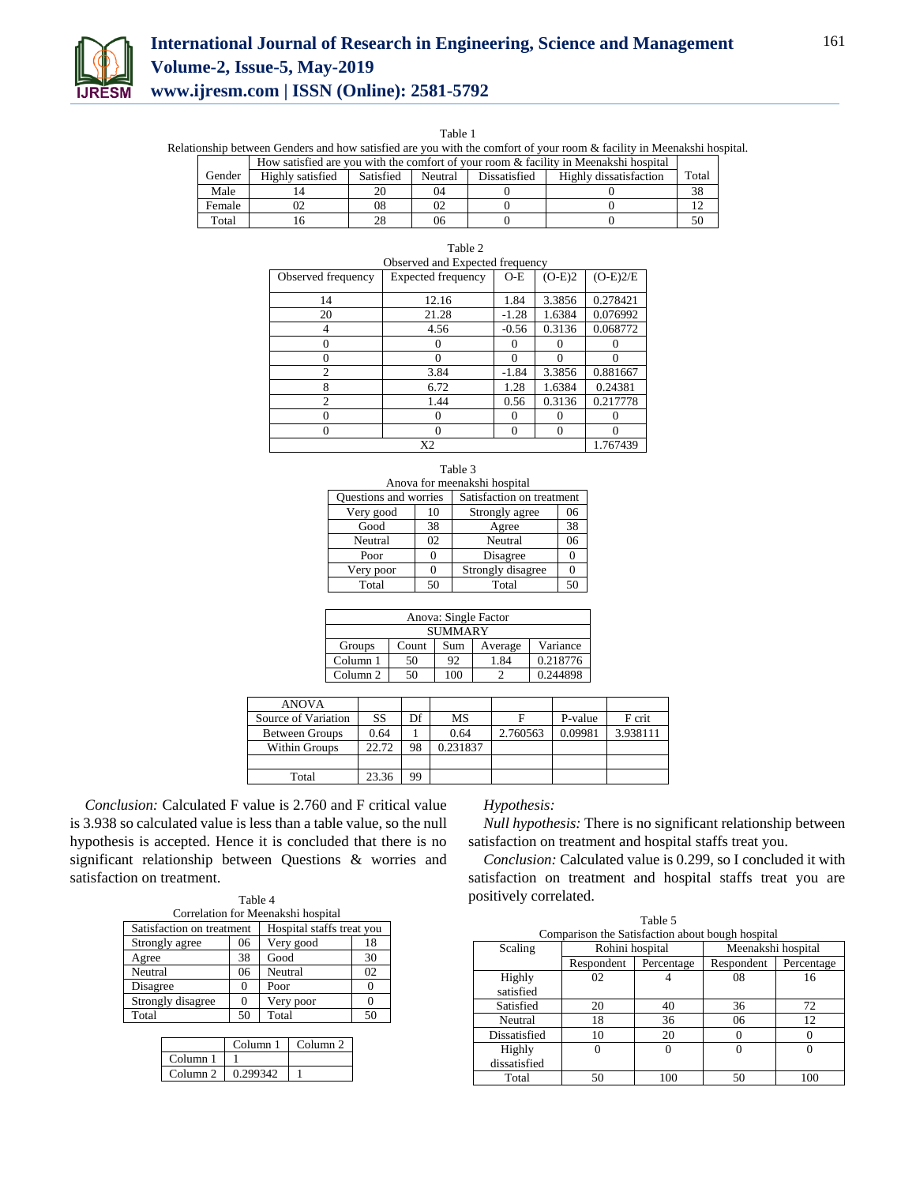Table 1
Relationship between Genders and how satisfied are you with the comfort of your room & facility in Meenakshi hospital.

| Gender | How satisfied are you with the comfort of your room & facility in Meenakshi hospital | | | | | Total |
|---|---|---|---|---|---|---|
| | Highly satisfied | Satisfied | Neutral | Dissatisfied | Highly dissatisfaction | |
| Male | 14 | 20 | 04 | 0 | 0 | 38 |
| Female | 02 | 08 | 02 | 0 | 0 | 12 |
| Total | 16 | 28 | 06 | 0 | 0 | 50 |

Table 2
Observed and Expected frequency

| Observed frequency | Expected frequency | O-E | (O-E)2 | (O-E)2/E |
|---|---|---|---|---|
| 14 | 12.16 | 1.84 | 3.3856 | 0.278421 |
| 20 | 21.28 | -1.28 | 1.6384 | 0.076992 |
| 4 | 4.56 | -0.56 | 0.3136 | 0.068772 |
| 0 | 0 | 0 | 0 | 0 |
| 0 | 0 | 0 | 0 | 0 |
| 2 | 3.84 | -1.84 | 3.3856 | 0.881667 |
| 8 | 6.72 | 1.28 | 1.6384 | 0.24381 |
| 2 | 1.44 | 0.56 | 0.3136 | 0.217778 |
| 0 | 0 | 0 | 0 | 0 |
| 0 | 0 | 0 | 0 | 0 |
| X2 | | | | 1.767439 |

Table 3
Anova for meenakshi hospital

| Questions and worries | | Satisfaction on treatment | |
|---|---|---|---|
| Very good | 10 | Strongly agree | 06 |
| Good | 38 | Agree | 38 |
| Neutral | 02 | Neutral | 06 |
| Poor | 0 | Disagree | 0 |
| Very poor | 0 | Strongly disagree | 0 |
| Total | 50 | Total | 50 |

| Anova: Single Factor | | | | |
|---|---|---|---|---|
| SUMMARY | | | | |
| Groups | Count | Sum | Average | Variance |
| Column 1 | 50 | 92 | 1.84 | 0.218776 |
| Column 2 | 50 | 100 | 2 | 0.244898 |

| ANOVA | | | | | | |
|---|---|---|---|---|---|---|
| Source of Variation | SS | Df | MS | F | P-value | F crit |
| Between Groups | 0.64 | 1 | 0.64 | 2.760563 | 0.09981 | 3.938111 |
| Within Groups | 22.72 | 98 | 0.231837 | | | |
| | | | | | | |
| Total | 23.36 | 99 | | | | |

*Conclusion:* Calculated F value is 2.760 and F critical value is 3.938 so calculated value is less than a table value, so the null hypothesis is accepted. Hence it is concluded that there is no significant relationship between Questions & worries and satisfaction on treatment.

Table 4
Correlation for Meenakshi hospital

| Satisfaction on treatment | | Hospital staffs treat you | |
|---|---|---|---|
| Strongly agree | 06 | Very good | 18 |
| Agree | 38 | Good | 30 |
| Neutral | 06 | Neutral | 02 |
| Disagree | 0 | Poor | 0 |
| Strongly disagree | 0 | Very poor | 0 |
| Total | 50 | Total | 50 |

| | Column 1 | Column 2 |
|---|---|---|
| Column 1 | 1 | |
| Column 2 | 0.299342 | 1 |

*Hypothesis:*

*Null hypothesis:* There is no significant relationship between satisfaction on treatment and hospital staffs treat you.

*Conclusion:* Calculated value is 0.299, so I concluded it with satisfaction on treatment and hospital staffs treat you are positively correlated.

Table 5
Comparison the Satisfaction about bough hospital

| Scaling | Rohini hospital | | Meenakshi hospital | |
|---|---|---|---|---|
| | Respondent | Percentage | Respondent | Percentage |
| Highly satisfied | 02 | 4 | 08 | 16 |
| Satisfied | 20 | 40 | 36 | 72 |
| Neutral | 18 | 36 | 06 | 12 |
| Dissatisfied | 10 | 20 | 0 | 0 |
| Highly dissatisfied | 0 | 0 | 0 | 0 |
| Total | 50 | 100 | 50 | 100 |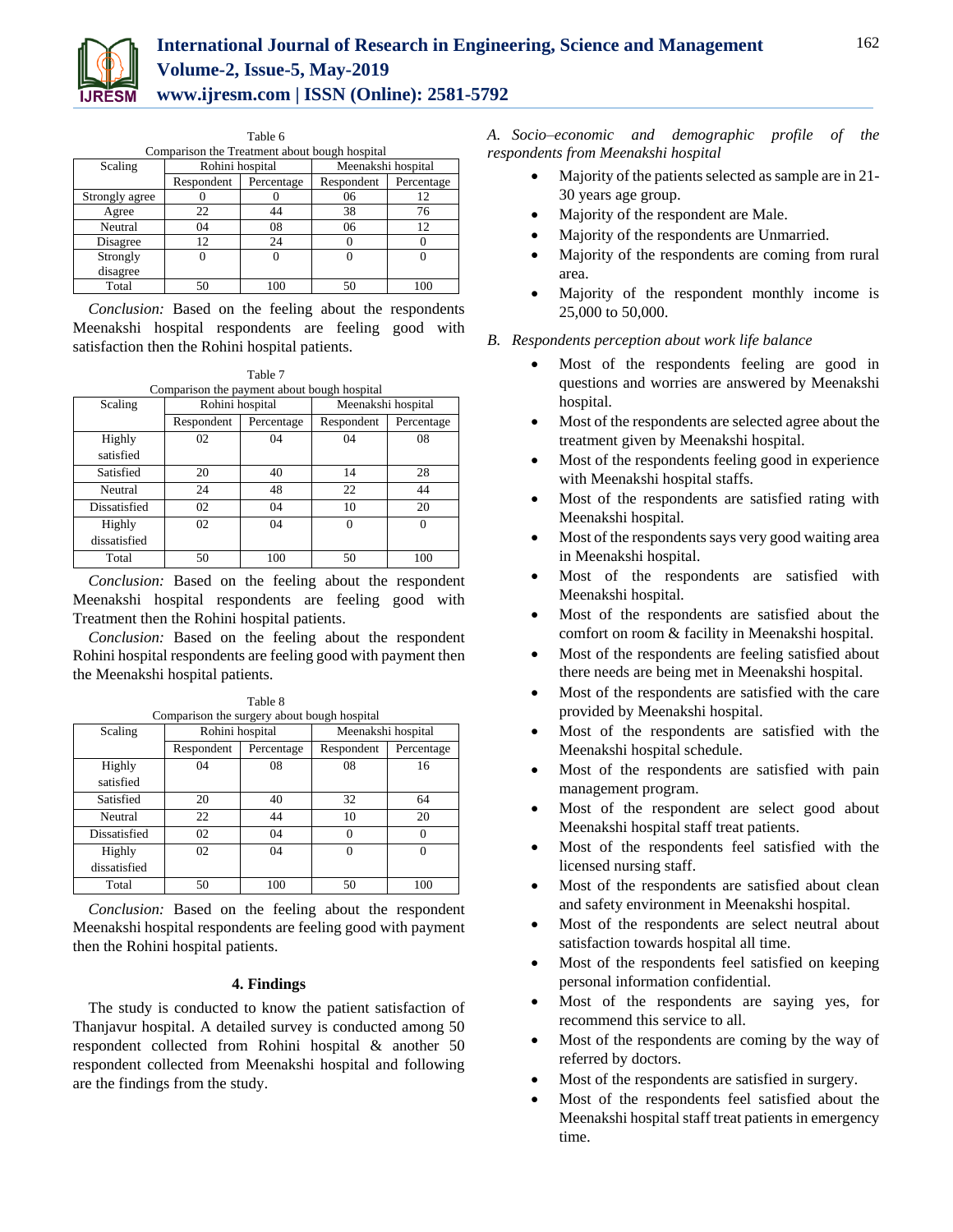Table 6

Comparison the Treatment about bough hospital

| Scaling | Rohini hospital | | Meenakshi hospital | |
|---|---|---|---|---|
| | Respondent | Percentage | Respondent | Percentage |
| Strongly agree | 0 | 0 | 06 | 12 |
| Agree | 22 | 44 | 38 | 76 |
| Neutral | 04 | 08 | 06 | 12 |
| Disagree | 12 | 24 | 0 | 0 |
| Strongly disagree | 0 | 0 | 0 | 0 |
| Total | 50 | 100 | 50 | 100 |

*Conclusion:* Based on the feeling about the respondents Meenakshi hospital respondents are feeling good with satisfaction then the Rohini hospital patients.

Table 7

Comparison the payment about bough hospital

| Scaling | Rohini hospital | | Meenakshi hospital | |
|---|---|---|---|---|
| | Respondent | Percentage | Respondent | Percentage |
| Highly satisfied | 02 | 04 | 04 | 08 |
| Satisfied | 20 | 40 | 14 | 28 |
| Neutral | 24 | 48 | 22 | 44 |
| Dissatisfied | 02 | 04 | 10 | 20 |
| Highly dissatisfied | 02 | 04 | 0 | 0 |
| Total | 50 | 100 | 50 | 100 |

*Conclusion:* Based on the feeling about the respondent Meenakshi hospital respondents are feeling good with Treatment then the Rohini hospital patients.

*Conclusion:* Based on the feeling about the respondent Rohini hospital respondents are feeling good with payment then the Meenakshi hospital patients.

Table 8

Comparison the surgery about bough hospital

| Scaling | Rohini hospital | | Meenakshi hospital | |
|---|---|---|---|---|
| | Respondent | Percentage | Respondent | Percentage |
| Highly satisfied | 04 | 08 | 08 | 16 |
| Satisfied | 20 | 40 | 32 | 64 |
| Neutral | 22 | 44 | 10 | 20 |
| Dissatisfied | 02 | 04 | 0 | 0 |
| Highly dissatisfied | 02 | 04 | 0 | 0 |
| Total | 50 | 100 | 50 | 100 |

*Conclusion:* Based on the feeling about the respondent Meenakshi hospital respondents are feeling good with payment then the Rohini hospital patients.

## 4. Findings

The study is conducted to know the patient satisfaction of Thanjavur hospital. A detailed survey is conducted among 50 respondent collected from Rohini hospital & another 50 respondent collected from Meenakshi hospital and following are the findings from the study.

### *A. Socio–economic and demographic profile of the respondents from Meenakshi hospital*

- Majority of the patients selected as sample are in 21-30 years age group.
- Majority of the respondent are Male.
- Majority of the respondents are Unmarried.
- Majority of the respondents are coming from rural area.
- Majority of the respondent monthly income is 25,000 to 50,000.

### *B. Respondents perception about work life balance*

- Most of the respondents feeling are good in questions and worries are answered by Meenakshi hospital.
- Most of the respondents are selected agree about the treatment given by Meenakshi hospital.
- Most of the respondents feeling good in experience with Meenakshi hospital staffs.
- Most of the respondents are satisfied rating with Meenakshi hospital.
- Most of the respondents says very good waiting area in Meenakshi hospital.
- Most of the respondents are satisfied with Meenakshi hospital.
- Most of the respondents are satisfied about the comfort on room & facility in Meenakshi hospital.
- Most of the respondents are feeling satisfied about there needs are being met in Meenakshi hospital.
- Most of the respondents are satisfied with the care provided by Meenakshi hospital.
- Most of the respondents are satisfied with the Meenakshi hospital schedule.
- Most of the respondents are satisfied with pain management program.
- Most of the respondent are select good about Meenakshi hospital staff treat patients.
- Most of the respondents feel satisfied with the licensed nursing staff.
- Most of the respondents are satisfied about clean and safety environment in Meenakshi hospital.
- Most of the respondents are select neutral about satisfaction towards hospital all time.
- Most of the respondents feel satisfied on keeping personal information confidential.
- Most of the respondents are saying yes, for recommend this service to all.
- Most of the respondents are coming by the way of referred by doctors.
- Most of the respondents are satisfied in surgery.
- Most of the respondents feel satisfied about the Meenakshi hospital staff treat patients in emergency time.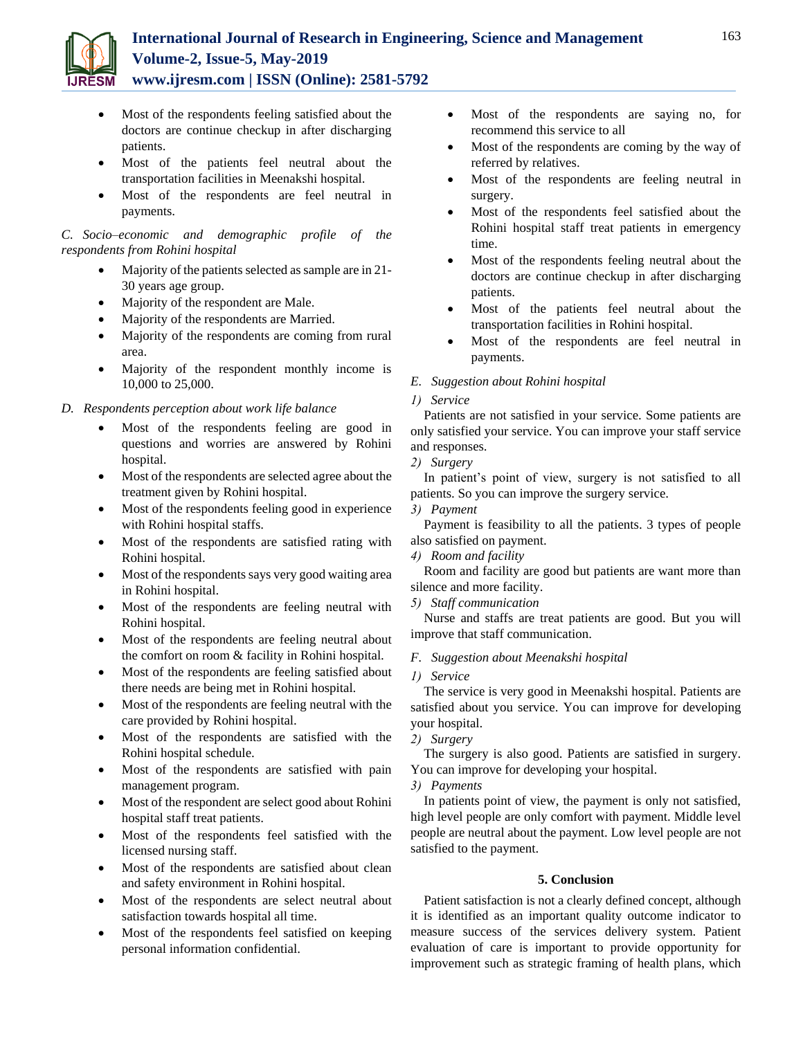- Most of the respondents feeling satisfied about the doctors are continue checkup in after discharging patients.
- Most of the patients feel neutral about the transportation facilities in Meenakshi hospital.
- Most of the respondents are feel neutral in payments.

*C. Socio–economic and demographic profile of the respondents from Rohini hospital*

- Majority of the patients selected as sample are in 21-30 years age group.
- Majority of the respondent are Male.
- Majority of the respondents are Married.
- Majority of the respondents are coming from rural area.
- Majority of the respondent monthly income is 10,000 to 25,000.

*D. Respondents perception about work life balance*

- Most of the respondents feeling are good in questions and worries are answered by Rohini hospital.
- Most of the respondents are selected agree about the treatment given by Rohini hospital.
- Most of the respondents feeling good in experience with Rohini hospital staffs.
- Most of the respondents are satisfied rating with Rohini hospital.
- Most of the respondents says very good waiting area in Rohini hospital.
- Most of the respondents are feeling neutral with Rohini hospital.
- Most of the respondents are feeling neutral about the comfort on room & facility in Rohini hospital.
- Most of the respondents are feeling satisfied about there needs are being met in Rohini hospital.
- Most of the respondents are feeling neutral with the care provided by Rohini hospital.
- Most of the respondents are satisfied with the Rohini hospital schedule.
- Most of the respondents are satisfied with pain management program.
- Most of the respondent are select good about Rohini hospital staff treat patients.
- Most of the respondents feel satisfied with the licensed nursing staff.
- Most of the respondents are satisfied about clean and safety environment in Rohini hospital.
- Most of the respondents are select neutral about satisfaction towards hospital all time.
- Most of the respondents feel satisfied on keeping personal information confidential.
- Most of the respondents are saying no, for recommend this service to all
- Most of the respondents are coming by the way of referred by relatives.
- Most of the respondents are feeling neutral in surgery.
- Most of the respondents feel satisfied about the Rohini hospital staff treat patients in emergency time.
- Most of the respondents feeling neutral about the doctors are continue checkup in after discharging patients.
- Most of the patients feel neutral about the transportation facilities in Rohini hospital.
- Most of the respondents are feel neutral in payments.

*E. Suggestion about Rohini hospital*

*1) Service*

Patients are not satisfied in your service. Some patients are only satisfied your service. You can improve your staff service and responses.

*2) Surgery*

In patient's point of view, surgery is not satisfied to all patients. So you can improve the surgery service.

*3) Payment*

Payment is feasibility to all the patients. 3 types of people also satisfied on payment.

*4) Room and facility*

Room and facility are good but patients are want more than silence and more facility.

*5) Staff communication*

Nurse and staffs are treat patients are good. But you will improve that staff communication.

*F. Suggestion about Meenakshi hospital*

*1) Service*

The service is very good in Meenakshi hospital. Patients are satisfied about you service. You can improve for developing your hospital.

*2) Surgery*

The surgery is also good. Patients are satisfied in surgery. You can improve for developing your hospital.

*3) Payments*

In patients point of view, the payment is only not satisfied, high level people are only comfort with payment. Middle level people are neutral about the payment. Low level people are not satisfied to the payment.

## 5. Conclusion

Patient satisfaction is not a clearly defined concept, although it is identified as an important quality outcome indicator to measure success of the services delivery system. Patient evaluation of care is important to provide opportunity for improvement such as strategic framing of health plans, which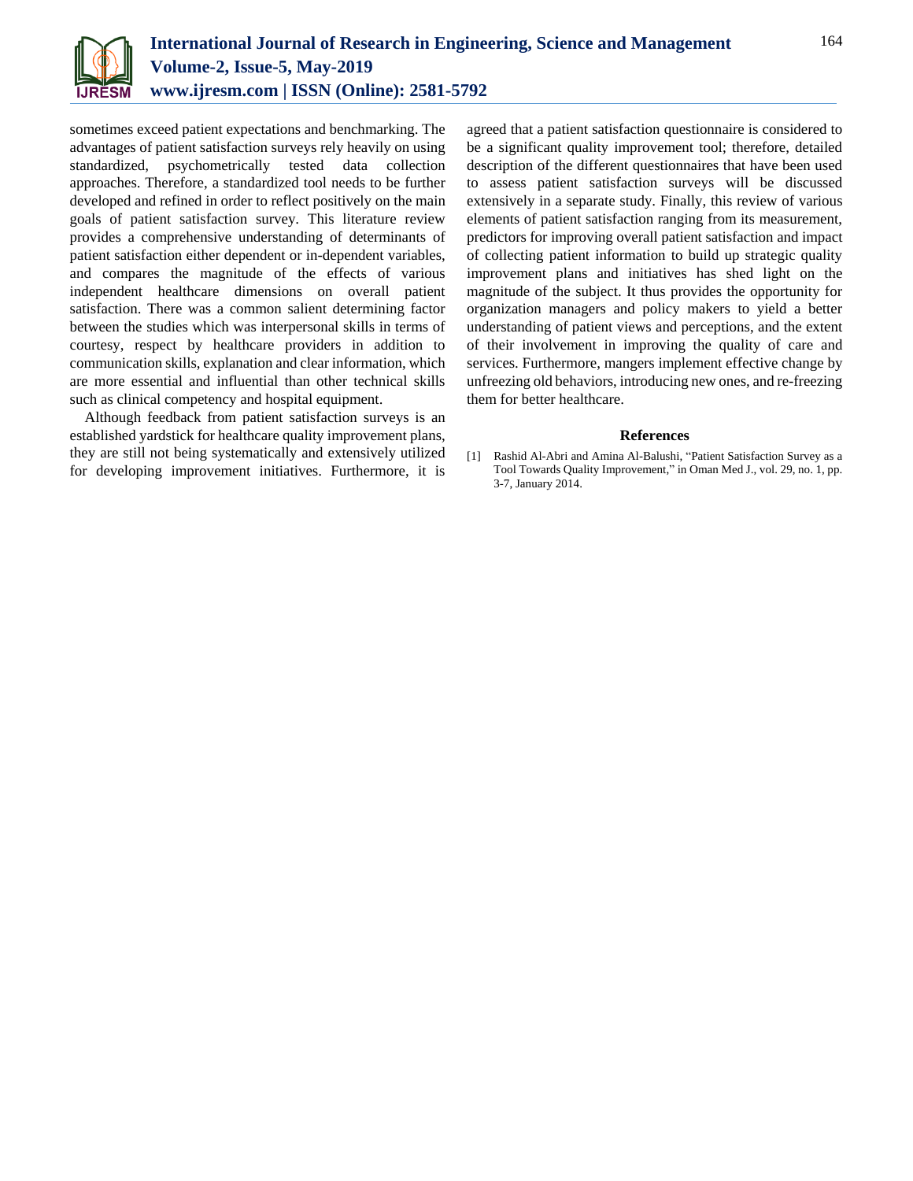sometimes exceed patient expectations and benchmarking. The advantages of patient satisfaction surveys rely heavily on using standardized, psychometrically tested data collection approaches. Therefore, a standardized tool needs to be further developed and refined in order to reflect positively on the main goals of patient satisfaction survey. This literature review provides a comprehensive understanding of determinants of patient satisfaction either dependent or in-dependent variables, and compares the magnitude of the effects of various independent healthcare dimensions on overall patient satisfaction. There was a common salient determining factor between the studies which was interpersonal skills in terms of courtesy, respect by healthcare providers in addition to communication skills, explanation and clear information, which are more essential and influential than other technical skills such as clinical competency and hospital equipment.

Although feedback from patient satisfaction surveys is an established yardstick for healthcare quality improvement plans, they are still not being systematically and extensively utilized for developing improvement initiatives. Furthermore, it is agreed that a patient satisfaction questionnaire is considered to be a significant quality improvement tool; therefore, detailed description of the different questionnaires that have been used to assess patient satisfaction surveys will be discussed extensively in a separate study. Finally, this review of various elements of patient satisfaction ranging from its measurement, predictors for improving overall patient satisfaction and impact of collecting patient information to build up strategic quality improvement plans and initiatives has shed light on the magnitude of the subject. It thus provides the opportunity for organization managers and policy makers to yield a better understanding of patient views and perceptions, and the extent of their involvement in improving the quality of care and services. Furthermore, mangers implement effective change by unfreezing old behaviors, introducing new ones, and re-freezing them for better healthcare.

## References

[1] Rashid Al-Abri and Amina Al-Balushi, "Patient Satisfaction Survey as a Tool Towards Quality Improvement," in Oman Med J., vol. 29, no. 1, pp. 3-7, January 2014.